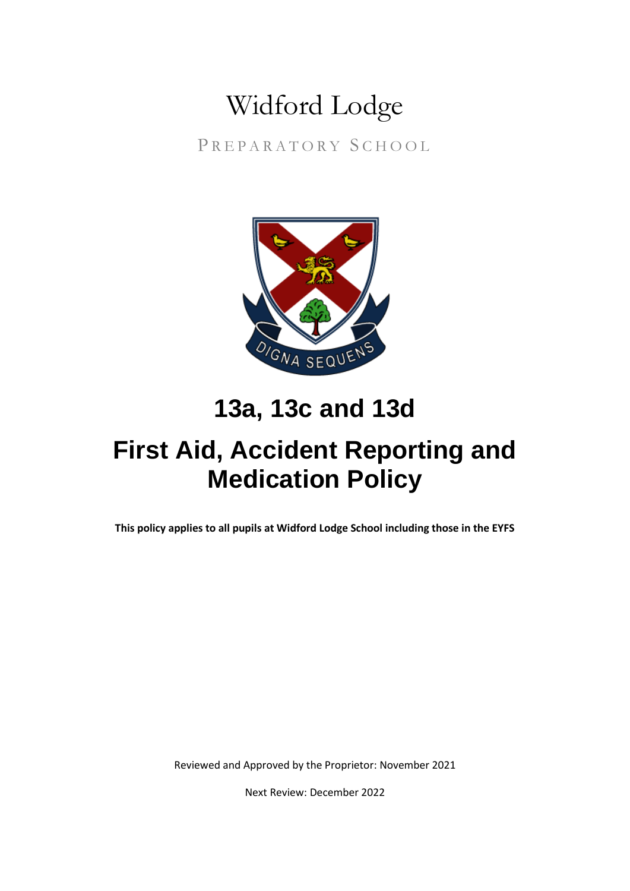# Widford Lodge

PREPARATORY SCHOOL

DIGNA SEQUENS

# 13a, 13c and 13d

# First Aid, Accident Reporting and Medication Policy

**This policy applies to all pupils at Widford Lodge School including those in the EYFS**

Reviewed and Approved by the Proprietor: November 2021

Next Review: December 2022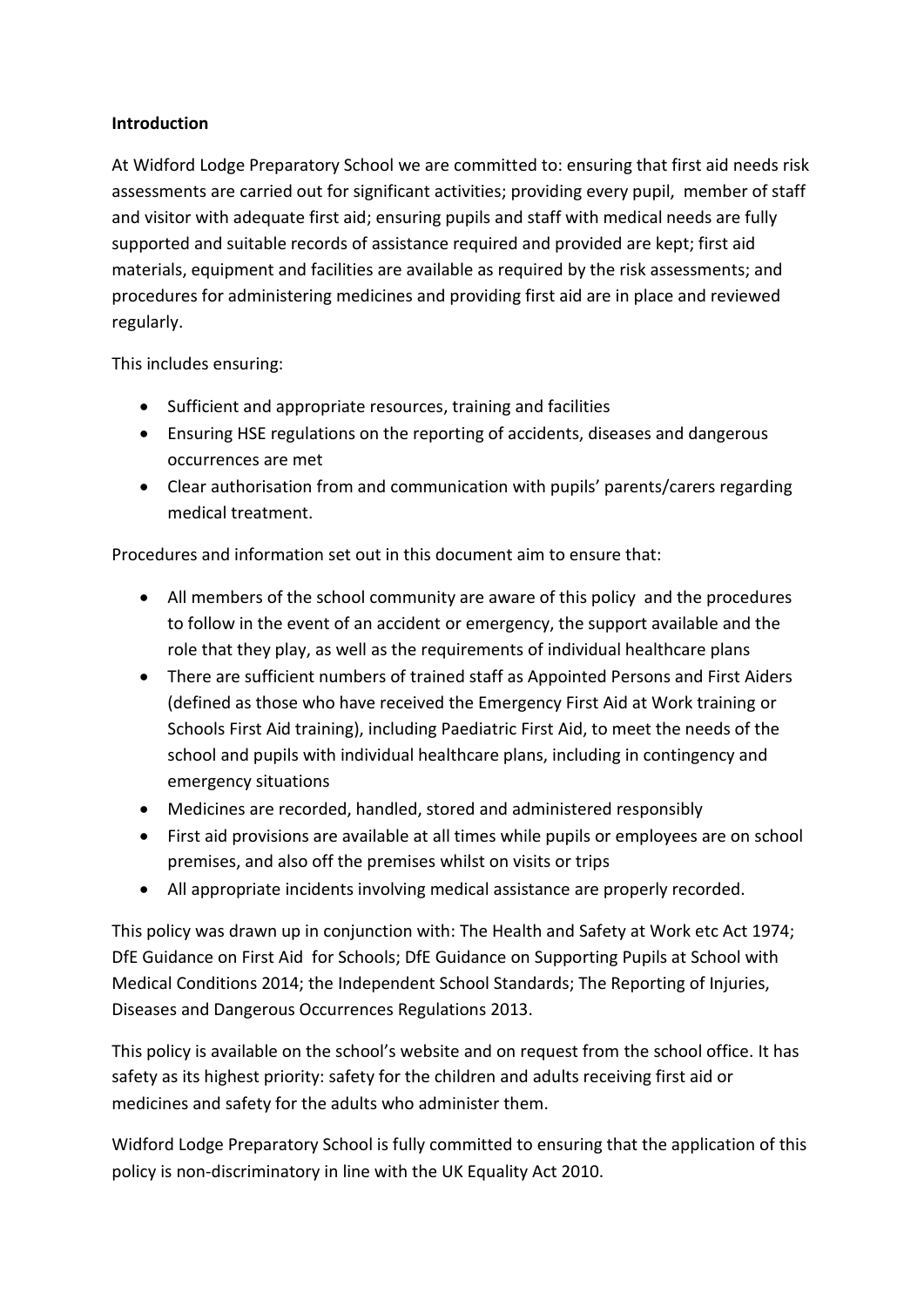**Introduction**

At Widford Lodge Preparatory School we are committed to: ensuring that first aid needs risk assessments are carried out for significant activities; providing every pupil, member of staff and visitor with adequate first aid; ensuring pupils and staff with medical needs are fully supported and suitable records of assistance required and provided are kept; first aid materials, equipment and facilities are available as required by the risk assessments; and procedures for administering medicines and providing first aid are in place and reviewed regularly.

This includes ensuring:

- Sufficient and appropriate resources, training and facilities
- Ensuring HSE regulations on the reporting of accidents, diseases and dangerous occurrences are met
- Clear authorisation from and communication with pupils' parents/carers regarding medical treatment.

Procedures and information set out in this document aim to ensure that:

- All members of the school community are aware of this policy and the procedures to follow in the event of an accident or emergency, the support available and the role that they play, as well as the requirements of individual healthcare plans
- There are sufficient numbers of trained staff as Appointed Persons and First Aiders (defined as those who have received the Emergency First Aid at Work training or Schools First Aid training), including Paediatric First Aid, to meet the needs of the school and pupils with individual healthcare plans, including in contingency and emergency situations
- Medicines are recorded, handled, stored and administered responsibly
- First aid provisions are available at all times while pupils or employees are on school premises, and also off the premises whilst on visits or trips
- All appropriate incidents involving medical assistance are properly recorded.

This policy was drawn up in conjunction with: The Health and Safety at Work etc Act 1974; DfE Guidance on First Aid for Schools; DfE Guidance on Supporting Pupils at School with Medical Conditions 2014; the Independent School Standards; The Reporting of Injuries, Diseases and Dangerous Occurrences Regulations 2013.

This policy is available on the school's website and on request from the school office. It has safety as its highest priority: safety for the children and adults receiving first aid or medicines and safety for the adults who administer them.

Widford Lodge Preparatory School is fully committed to ensuring that the application of this policy is non-discriminatory in line with the UK Equality Act 2010.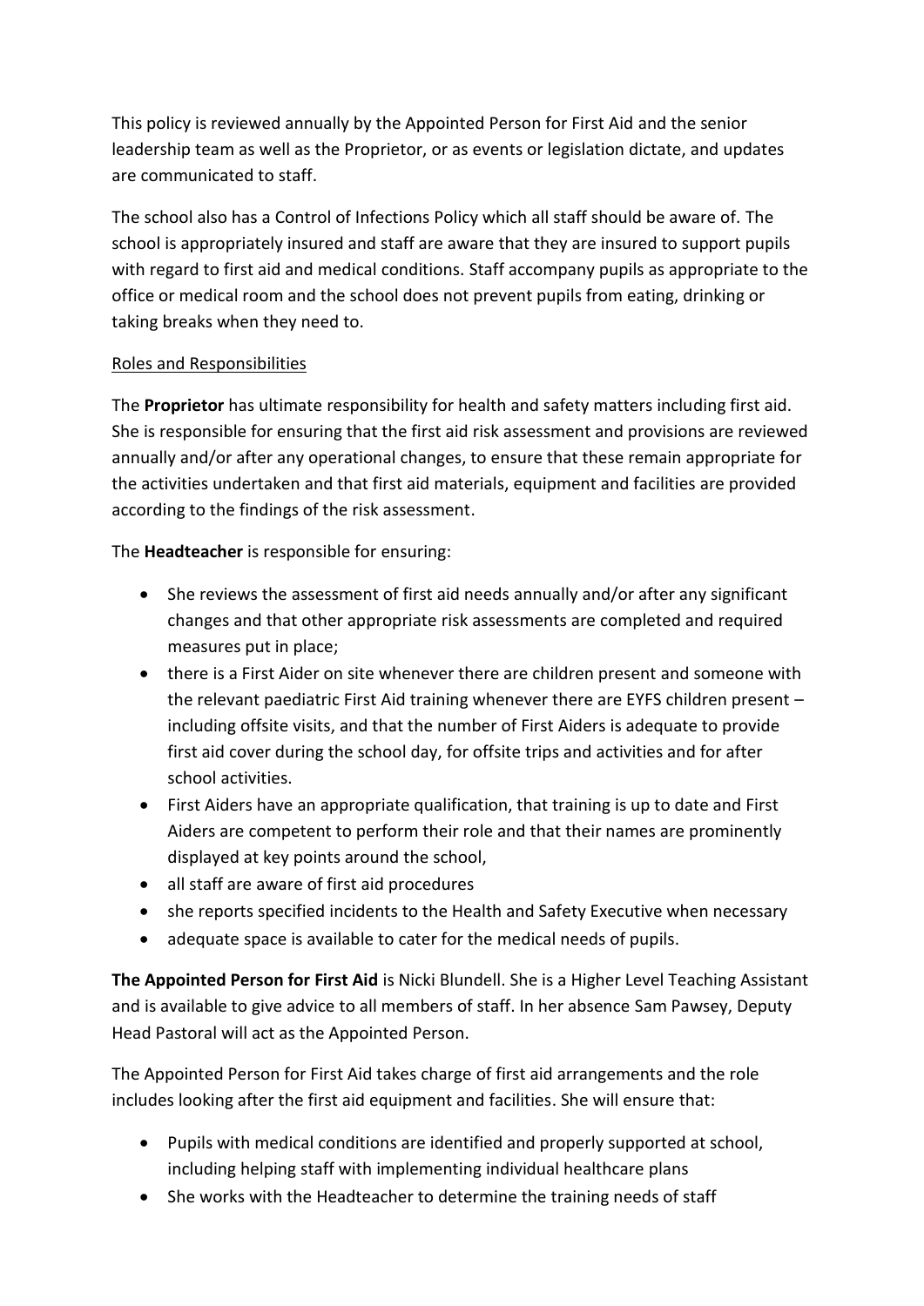This policy is reviewed annually by the Appointed Person for First Aid and the senior leadership team as well as the Proprietor, or as events or legislation dictate, and updates are communicated to staff.

The school also has a Control of Infections Policy which all staff should be aware of. The school is appropriately insured and staff are aware that they are insured to support pupils with regard to first aid and medical conditions. Staff accompany pupils as appropriate to the office or medical room and the school does not prevent pupils from eating, drinking or taking breaks when they need to.

<u>Roles and Responsibilities</u>

The **Proprietor** has ultimate responsibility for health and safety matters including first aid. She is responsible for ensuring that the first aid risk assessment and provisions are reviewed annually and/or after any operational changes, to ensure that these remain appropriate for the activities undertaken and that first aid materials, equipment and facilities are provided according to the findings of the risk assessment.

The **Headteacher** is responsible for ensuring:

- She reviews the assessment of first aid needs annually and/or after any significant changes and that other appropriate risk assessments are completed and required measures put in place;
- there is a First Aider on site whenever there are children present and someone with the relevant paediatric First Aid training whenever there are EYFS children present – including offsite visits, and that the number of First Aiders is adequate to provide first aid cover during the school day, for offsite trips and activities and for after school activities.
- First Aiders have an appropriate qualification, that training is up to date and First Aiders are competent to perform their role and that their names are prominently displayed at key points around the school,
- all staff are aware of first aid procedures
- she reports specified incidents to the Health and Safety Executive when necessary
- adequate space is available to cater for the medical needs of pupils.

**The Appointed Person for First Aid** is Nicki Blundell. She is a Higher Level Teaching Assistant and is available to give advice to all members of staff. In her absence Sam Pawsey, Deputy Head Pastoral will act as the Appointed Person.

The Appointed Person for First Aid takes charge of first aid arrangements and the role includes looking after the first aid equipment and facilities. She will ensure that:

- Pupils with medical conditions are identified and properly supported at school, including helping staff with implementing individual healthcare plans
- She works with the Headteacher to determine the training needs of staff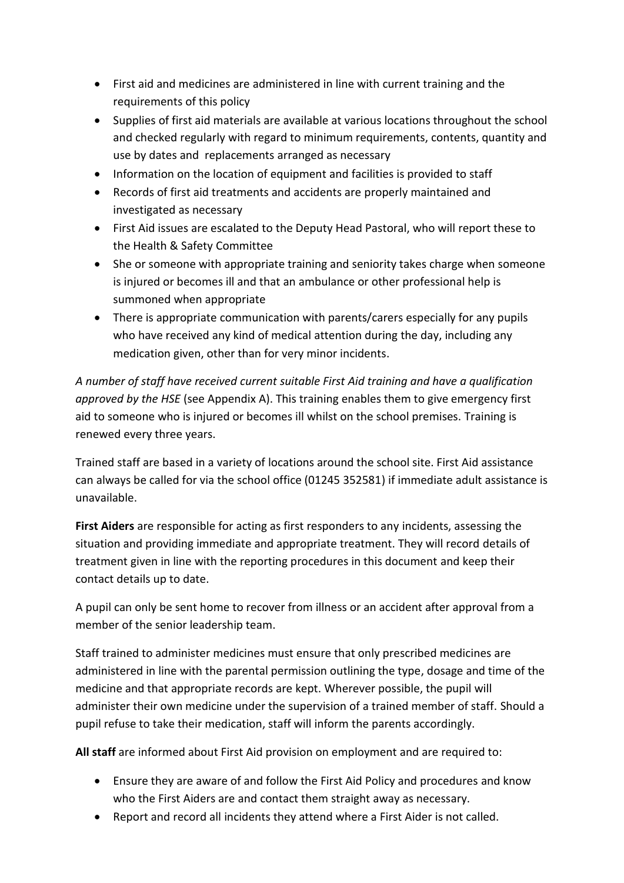- First aid and medicines are administered in line with current training and the requirements of this policy
- Supplies of first aid materials are available at various locations throughout the school and checked regularly with regard to minimum requirements, contents, quantity and use by dates and replacements arranged as necessary
- Information on the location of equipment and facilities is provided to staff
- Records of first aid treatments and accidents are properly maintained and investigated as necessary
- First Aid issues are escalated to the Deputy Head Pastoral, who will report these to the Health & Safety Committee
- She or someone with appropriate training and seniority takes charge when someone is injured or becomes ill and that an ambulance or other professional help is summoned when appropriate
- There is appropriate communication with parents/carers especially for any pupils who have received any kind of medical attention during the day, including any medication given, other than for very minor incidents.

*A number of staff have received current suitable First Aid training and have a qualification approved by the HSE* (see Appendix A). This training enables them to give emergency first aid to someone who is injured or becomes ill whilst on the school premises. Training is renewed every three years.

Trained staff are based in a variety of locations around the school site. First Aid assistance can always be called for via the school office (01245 352581) if immediate adult assistance is unavailable.

**First Aiders** are responsible for acting as first responders to any incidents, assessing the situation and providing immediate and appropriate treatment. They will record details of treatment given in line with the reporting procedures in this document and keep their contact details up to date.

A pupil can only be sent home to recover from illness or an accident after approval from a member of the senior leadership team.

Staff trained to administer medicines must ensure that only prescribed medicines are administered in line with the parental permission outlining the type, dosage and time of the medicine and that appropriate records are kept. Wherever possible, the pupil will administer their own medicine under the supervision of a trained member of staff. Should a pupil refuse to take their medication, staff will inform the parents accordingly.

**All staff** are informed about First Aid provision on employment and are required to:

- Ensure they are aware of and follow the First Aid Policy and procedures and know who the First Aiders are and contact them straight away as necessary.
- Report and record all incidents they attend where a First Aider is not called.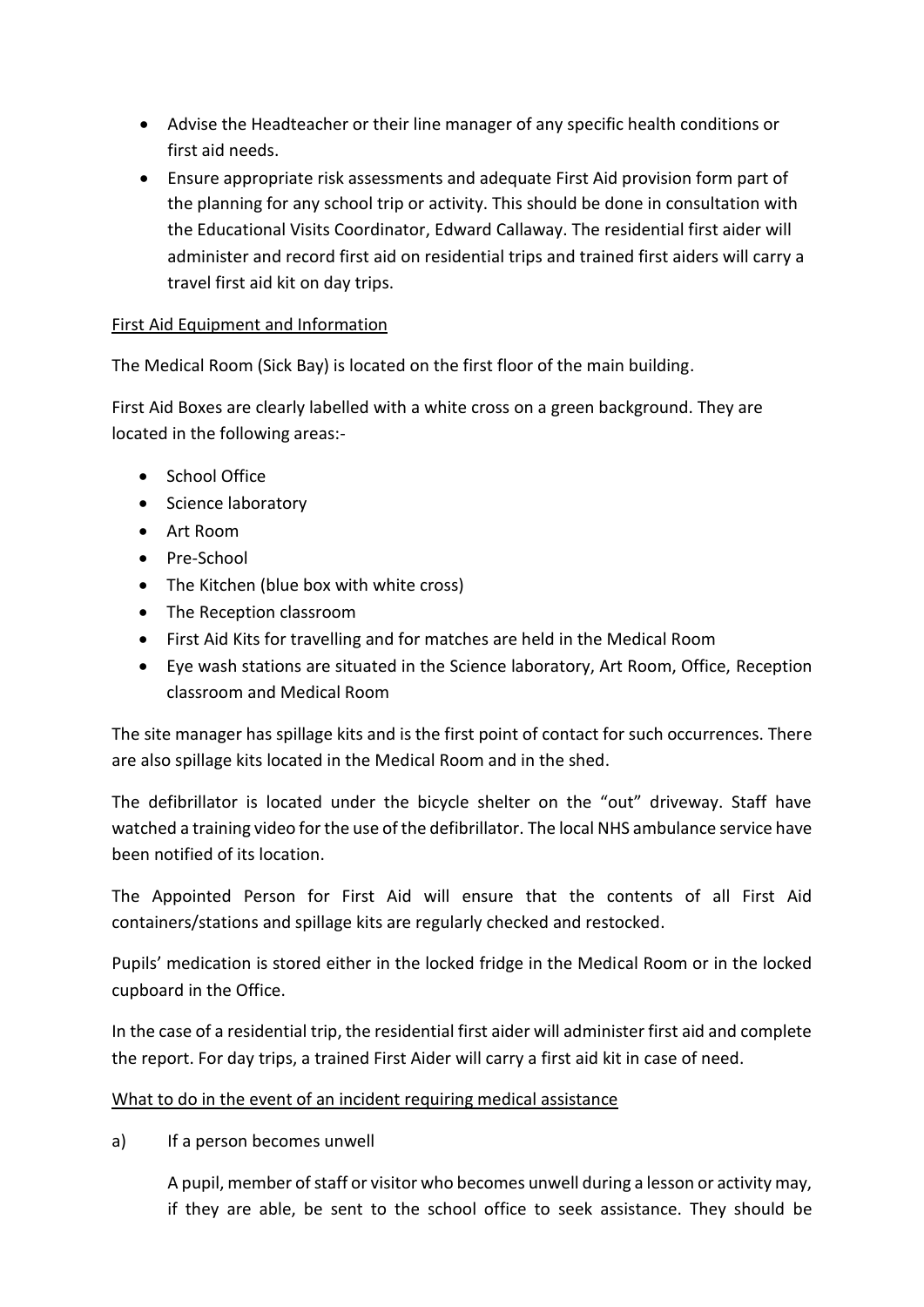- Advise the Headteacher or their line manager of any specific health conditions or first aid needs.
- Ensure appropriate risk assessments and adequate First Aid provision form part of the planning for any school trip or activity. This should be done in consultation with the Educational Visits Coordinator, Edward Callaway. The residential first aider will administer and record first aid on residential trips and trained first aiders will carry a travel first aid kit on day trips.

<u>First Aid Equipment and Information</u>

The Medical Room (Sick Bay) is located on the first floor of the main building.

First Aid Boxes are clearly labelled with a white cross on a green background. They are located in the following areas:-

- School Office
- Science laboratory
- Art Room
- Pre-School
- The Kitchen (blue box with white cross)
- The Reception classroom
- First Aid Kits for travelling and for matches are held in the Medical Room
- Eye wash stations are situated in the Science laboratory, Art Room, Office, Reception classroom and Medical Room

The site manager has spillage kits and is the first point of contact for such occurrences. There are also spillage kits located in the Medical Room and in the shed.

The defibrillator is located under the bicycle shelter on the "out" driveway. Staff have watched a training video for the use of the defibrillator. The local NHS ambulance service have been notified of its location.

The Appointed Person for First Aid will ensure that the contents of all First Aid containers/stations and spillage kits are regularly checked and restocked.

Pupils' medication is stored either in the locked fridge in the Medical Room or in the locked cupboard in the Office.

In the case of a residential trip, the residential first aider will administer first aid and complete the report. For day trips, a trained First Aider will carry a first aid kit in case of need.

<u>What to do in the event of an incident requiring medical assistance</u>

a) If a person becomes unwell

A pupil, member of staff or visitor who becomes unwell during a lesson or activity may, if they are able, be sent to the school office to seek assistance. They should be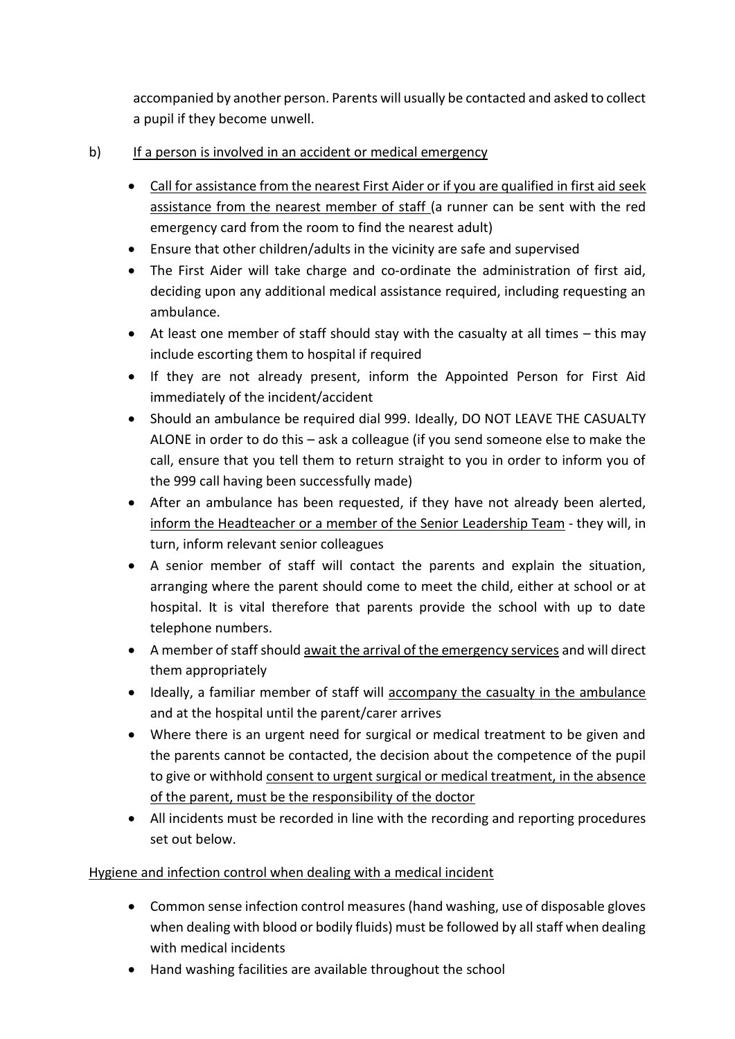accompanied by another person. Parents will usually be contacted and asked to collect a pupil if they become unwell.

b) <u>If a person is involved in an accident or medical emergency</u>

- <u>Call for assistance from the nearest First Aider or if you are qualified in first aid seek assistance from the nearest member of staff</u> (a runner can be sent with the red emergency card from the room to find the nearest adult)
- Ensure that other children/adults in the vicinity are safe and supervised
- The First Aider will take charge and co-ordinate the administration of first aid, deciding upon any additional medical assistance required, including requesting an ambulance.
- At least one member of staff should stay with the casualty at all times – this may include escorting them to hospital if required
- If they are not already present, inform the Appointed Person for First Aid immediately of the incident/accident
- Should an ambulance be required dial 999. Ideally, DO NOT LEAVE THE CASUALTY ALONE in order to do this – ask a colleague (if you send someone else to make the call, ensure that you tell them to return straight to you in order to inform you of the 999 call having been successfully made)
- After an ambulance has been requested, if they have not already been alerted, <u>inform the Headteacher or a member of the Senior Leadership Team</u> - they will, in turn, inform relevant senior colleagues
- A senior member of staff will contact the parents and explain the situation, arranging where the parent should come to meet the child, either at school or at hospital. It is vital therefore that parents provide the school with up to date telephone numbers.
- A member of staff should <u>await the arrival of the emergency services</u> and will direct them appropriately
- Ideally, a familiar member of staff will <u>accompany the casualty in the ambulance</u> and at the hospital until the parent/carer arrives
- Where there is an urgent need for surgical or medical treatment to be given and the parents cannot be contacted, the decision about the competence of the pupil to give or withhold <u>consent to urgent surgical or medical treatment, in the absence of the parent, must be the responsibility of the doctor</u>
- All incidents must be recorded in line with the recording and reporting procedures set out below.

<u>Hygiene and infection control when dealing with a medical incident</u>

- Common sense infection control measures (hand washing, use of disposable gloves when dealing with blood or bodily fluids) must be followed by all staff when dealing with medical incidents
- Hand washing facilities are available throughout the school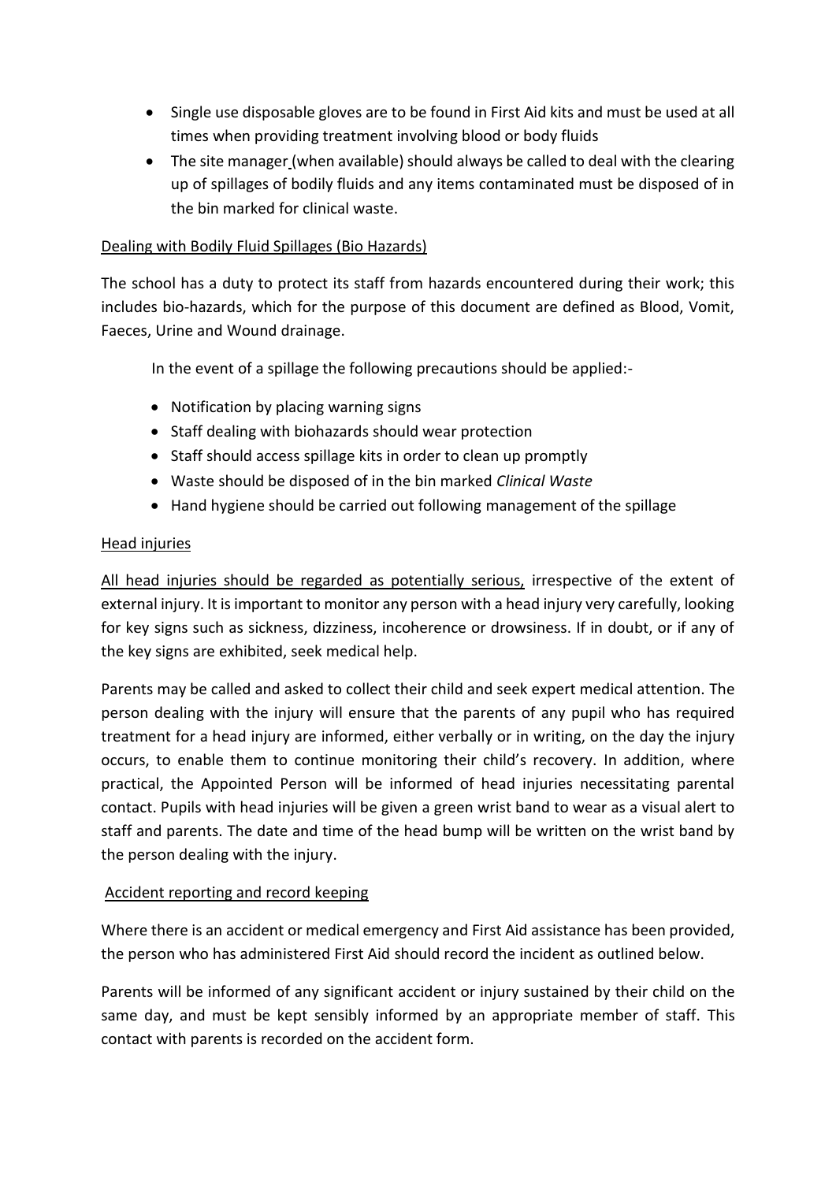- Single use disposable gloves are to be found in First Aid kits and must be used at all times when providing treatment involving blood or body fluids
- The site manager (when available) should always be called to deal with the clearing up of spillages of bodily fluids and any items contaminated must be disposed of in the bin marked for clinical waste.

## Dealing with Bodily Fluid Spillages (Bio Hazards)

The school has a duty to protect its staff from hazards encountered during their work; this includes bio-hazards, which for the purpose of this document are defined as Blood, Vomit, Faeces, Urine and Wound drainage.

In the event of a spillage the following precautions should be applied:-

- Notification by placing warning signs
- Staff dealing with biohazards should wear protection
- Staff should access spillage kits in order to clean up promptly
- Waste should be disposed of in the bin marked *Clinical Waste*
- Hand hygiene should be carried out following management of the spillage

## Head injuries

All head injuries should be regarded as potentially serious, irrespective of the extent of external injury. It is important to monitor any person with a head injury very carefully, looking for key signs such as sickness, dizziness, incoherence or drowsiness. If in doubt, or if any of the key signs are exhibited, seek medical help.

Parents may be called and asked to collect their child and seek expert medical attention. The person dealing with the injury will ensure that the parents of any pupil who has required treatment for a head injury are informed, either verbally or in writing, on the day the injury occurs, to enable them to continue monitoring their child's recovery. In addition, where practical, the Appointed Person will be informed of head injuries necessitating parental contact. Pupils with head injuries will be given a green wrist band to wear as a visual alert to staff and parents. The date and time of the head bump will be written on the wrist band by the person dealing with the injury.

## Accident reporting and record keeping

Where there is an accident or medical emergency and First Aid assistance has been provided, the person who has administered First Aid should record the incident as outlined below.

Parents will be informed of any significant accident or injury sustained by their child on the same day, and must be kept sensibly informed by an appropriate member of staff. This contact with parents is recorded on the accident form.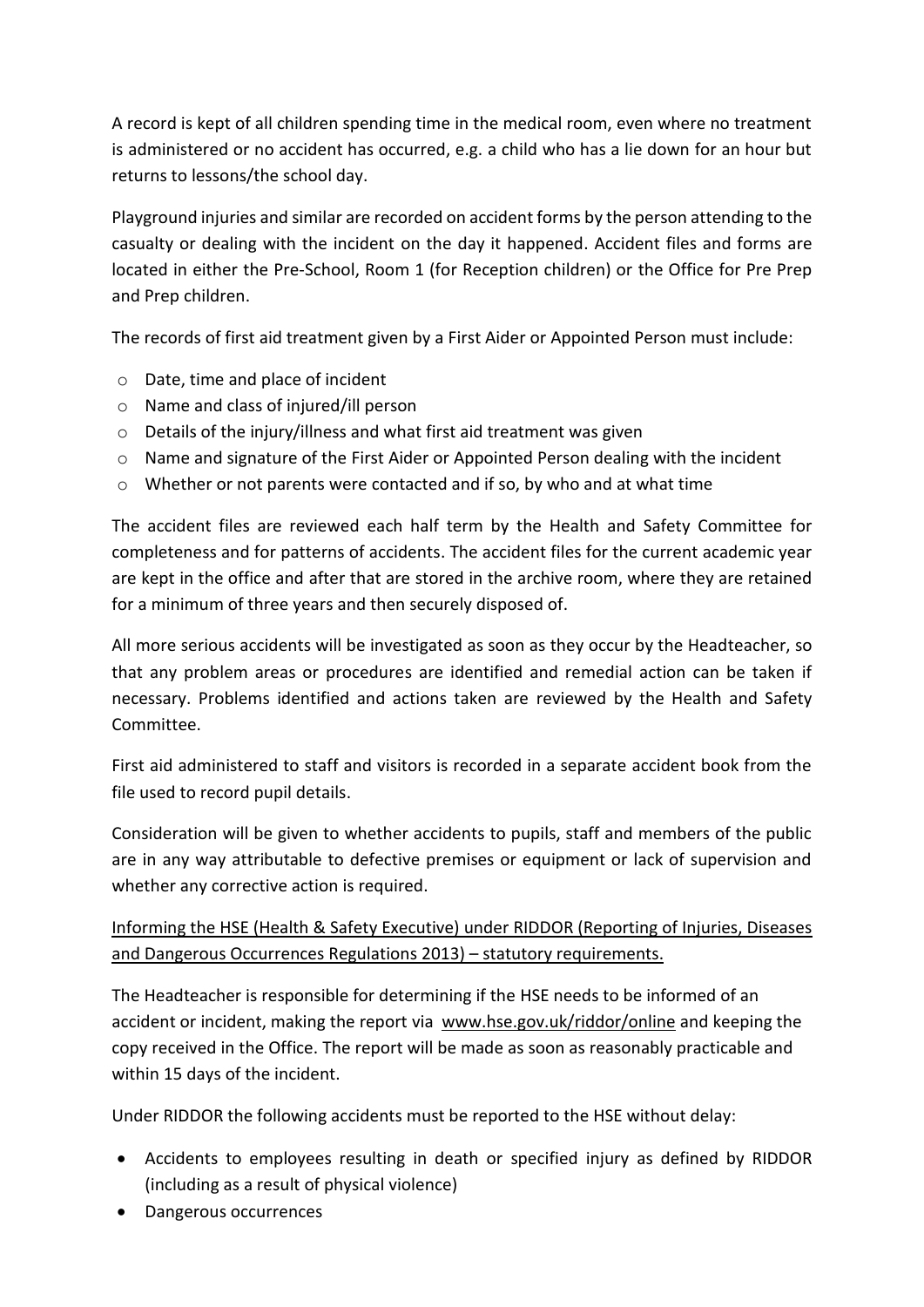A record is kept of all children spending time in the medical room, even where no treatment is administered or no accident has occurred, e.g. a child who has a lie down for an hour but returns to lessons/the school day.

Playground injuries and similar are recorded on accident forms by the person attending to the casualty or dealing with the incident on the day it happened. Accident files and forms are located in either the Pre-School, Room 1 (for Reception children) or the Office for Pre Prep and Prep children.

The records of first aid treatment given by a First Aider or Appointed Person must include:

- Date, time and place of incident
- Name and class of injured/ill person
- Details of the injury/illness and what first aid treatment was given
- Name and signature of the First Aider or Appointed Person dealing with the incident
- Whether or not parents were contacted and if so, by who and at what time

The accident files are reviewed each half term by the Health and Safety Committee for completeness and for patterns of accidents. The accident files for the current academic year are kept in the office and after that are stored in the archive room, where they are retained for a minimum of three years and then securely disposed of.

All more serious accidents will be investigated as soon as they occur by the Headteacher, so that any problem areas or procedures are identified and remedial action can be taken if necessary. Problems identified and actions taken are reviewed by the Health and Safety Committee.

First aid administered to staff and visitors is recorded in a separate accident book from the file used to record pupil details.

Consideration will be given to whether accidents to pupils, staff and members of the public are in any way attributable to defective premises or equipment or lack of supervision and whether any corrective action is required.

Informing the HSE (Health & Safety Executive) under RIDDOR (Reporting of Injuries, Diseases and Dangerous Occurrences Regulations 2013) – statutory requirements.

The Headteacher is responsible for determining if the HSE needs to be informed of an accident or incident, making the report via www.hse.gov.uk/riddor/online and keeping the copy received in the Office. The report will be made as soon as reasonably practicable and within 15 days of the incident.

Under RIDDOR the following accidents must be reported to the HSE without delay:

- Accidents to employees resulting in death or specified injury as defined by RIDDOR (including as a result of physical violence)
- Dangerous occurrences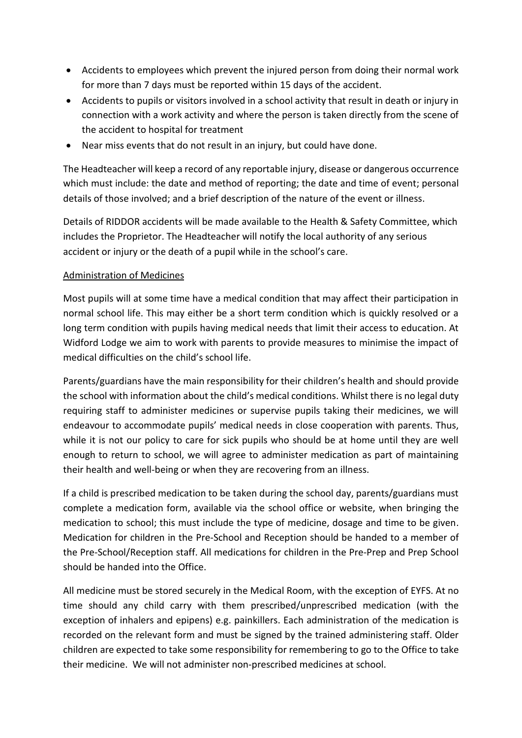- Accidents to employees which prevent the injured person from doing their normal work for more than 7 days must be reported within 15 days of the accident.
- Accidents to pupils or visitors involved in a school activity that result in death or injury in connection with a work activity and where the person is taken directly from the scene of the accident to hospital for treatment
- Near miss events that do not result in an injury, but could have done.

The Headteacher will keep a record of any reportable injury, disease or dangerous occurrence which must include: the date and method of reporting; the date and time of event; personal details of those involved; and a brief description of the nature of the event or illness.

Details of RIDDOR accidents will be made available to the Health & Safety Committee, which includes the Proprietor. The Headteacher will notify the local authority of any serious accident or injury or the death of a pupil while in the school's care.

<u>Administration of Medicines</u>

Most pupils will at some time have a medical condition that may affect their participation in normal school life. This may either be a short term condition which is quickly resolved or a long term condition with pupils having medical needs that limit their access to education. At Widford Lodge we aim to work with parents to provide measures to minimise the impact of medical difficulties on the child's school life.

Parents/guardians have the main responsibility for their children's health and should provide the school with information about the child's medical conditions. Whilst there is no legal duty requiring staff to administer medicines or supervise pupils taking their medicines, we will endeavour to accommodate pupils' medical needs in close cooperation with parents. Thus, while it is not our policy to care for sick pupils who should be at home until they are well enough to return to school, we will agree to administer medication as part of maintaining their health and well-being or when they are recovering from an illness.

If a child is prescribed medication to be taken during the school day, parents/guardians must complete a medication form, available via the school office or website, when bringing the medication to school; this must include the type of medicine, dosage and time to be given. Medication for children in the Pre-School and Reception should be handed to a member of the Pre-School/Reception staff. All medications for children in the Pre-Prep and Prep School should be handed into the Office.

All medicine must be stored securely in the Medical Room, with the exception of EYFS. At no time should any child carry with them prescribed/unprescribed medication (with the exception of inhalers and epipens) e.g. painkillers. Each administration of the medication is recorded on the relevant form and must be signed by the trained administering staff. Older children are expected to take some responsibility for remembering to go to the Office to take their medicine. We will not administer non-prescribed medicines at school.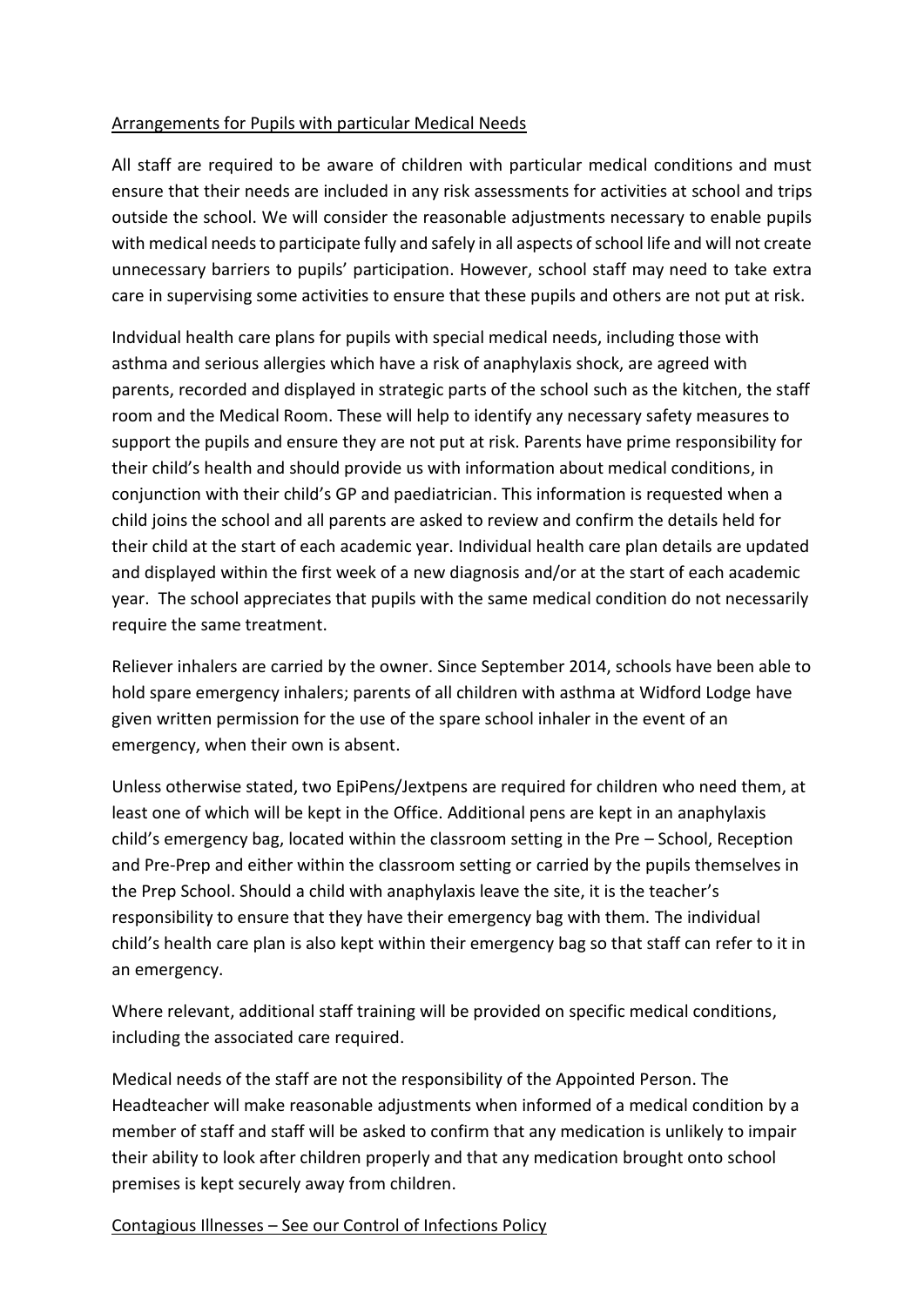<u>Arrangements for Pupils with particular Medical Needs</u>

All staff are required to be aware of children with particular medical conditions and must ensure that their needs are included in any risk assessments for activities at school and trips outside the school. We will consider the reasonable adjustments necessary to enable pupils with medical needs to participate fully and safely in all aspects of school life and will not create unnecessary barriers to pupils' participation. However, school staff may need to take extra care in supervising some activities to ensure that these pupils and others are not put at risk.

Indvidual health care plans for pupils with special medical needs, including those with asthma and serious allergies which have a risk of anaphylaxis shock, are agreed with parents, recorded and displayed in strategic parts of the school such as the kitchen, the staff room and the Medical Room. These will help to identify any necessary safety measures to support the pupils and ensure they are not put at risk. Parents have prime responsibility for their child's health and should provide us with information about medical conditions, in conjunction with their child's GP and paediatrician. This information is requested when a child joins the school and all parents are asked to review and confirm the details held for their child at the start of each academic year. Individual health care plan details are updated and displayed within the first week of a new diagnosis and/or at the start of each academic year. The school appreciates that pupils with the same medical condition do not necessarily require the same treatment.

Reliever inhalers are carried by the owner. Since September 2014, schools have been able to hold spare emergency inhalers; parents of all children with asthma at Widford Lodge have given written permission for the use of the spare school inhaler in the event of an emergency, when their own is absent.

Unless otherwise stated, two EpiPens/Jextpens are required for children who need them, at least one of which will be kept in the Office. Additional pens are kept in an anaphylaxis child's emergency bag, located within the classroom setting in the Pre – School, Reception and Pre-Prep and either within the classroom setting or carried by the pupils themselves in the Prep School. Should a child with anaphylaxis leave the site, it is the teacher's responsibility to ensure that they have their emergency bag with them. The individual child's health care plan is also kept within their emergency bag so that staff can refer to it in an emergency.

Where relevant, additional staff training will be provided on specific medical conditions, including the associated care required.

Medical needs of the staff are not the responsibility of the Appointed Person. The Headteacher will make reasonable adjustments when informed of a medical condition by a member of staff and staff will be asked to confirm that any medication is unlikely to impair their ability to look after children properly and that any medication brought onto school premises is kept securely away from children.

<u>Contagious Illnesses – See our Control of Infections Policy</u>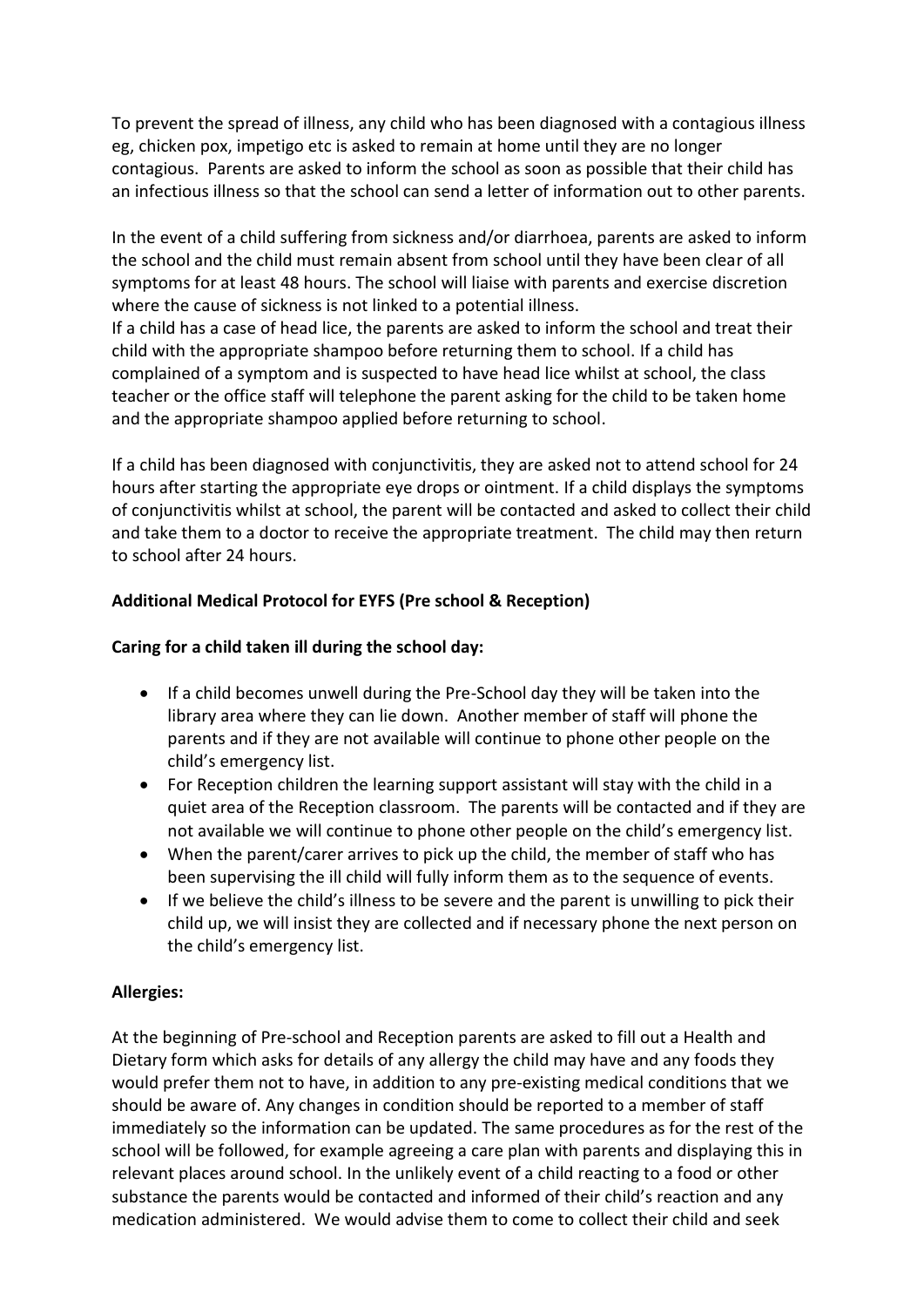To prevent the spread of illness, any child who has been diagnosed with a contagious illness eg, chicken pox, impetigo etc is asked to remain at home until they are no longer contagious. Parents are asked to inform the school as soon as possible that their child has an infectious illness so that the school can send a letter of information out to other parents.

In the event of a child suffering from sickness and/or diarrhoea, parents are asked to inform the school and the child must remain absent from school until they have been clear of all symptoms for at least 48 hours. The school will liaise with parents and exercise discretion where the cause of sickness is not linked to a potential illness.

If a child has a case of head lice, the parents are asked to inform the school and treat their child with the appropriate shampoo before returning them to school. If a child has complained of a symptom and is suspected to have head lice whilst at school, the class teacher or the office staff will telephone the parent asking for the child to be taken home and the appropriate shampoo applied before returning to school.

If a child has been diagnosed with conjunctivitis, they are asked not to attend school for 24 hours after starting the appropriate eye drops or ointment. If a child displays the symptoms of conjunctivitis whilst at school, the parent will be contacted and asked to collect their child and take them to a doctor to receive the appropriate treatment. The child may then return to school after 24 hours.

**Additional Medical Protocol for EYFS (Pre school & Reception)**

**Caring for a child taken ill during the school day:**

- If a child becomes unwell during the Pre-School day they will be taken into the library area where they can lie down. Another member of staff will phone the parents and if they are not available will continue to phone other people on the child's emergency list.
- For Reception children the learning support assistant will stay with the child in a quiet area of the Reception classroom. The parents will be contacted and if they are not available we will continue to phone other people on the child's emergency list.
- When the parent/carer arrives to pick up the child, the member of staff who has been supervising the ill child will fully inform them as to the sequence of events.
- If we believe the child's illness to be severe and the parent is unwilling to pick their child up, we will insist they are collected and if necessary phone the next person on the child's emergency list.

**Allergies:**

At the beginning of Pre-school and Reception parents are asked to fill out a Health and Dietary form which asks for details of any allergy the child may have and any foods they would prefer them not to have, in addition to any pre-existing medical conditions that we should be aware of. Any changes in condition should be reported to a member of staff immediately so the information can be updated. The same procedures as for the rest of the school will be followed, for example agreeing a care plan with parents and displaying this in relevant places around school. In the unlikely event of a child reacting to a food or other substance the parents would be contacted and informed of their child's reaction and any medication administered. We would advise them to come to collect their child and seek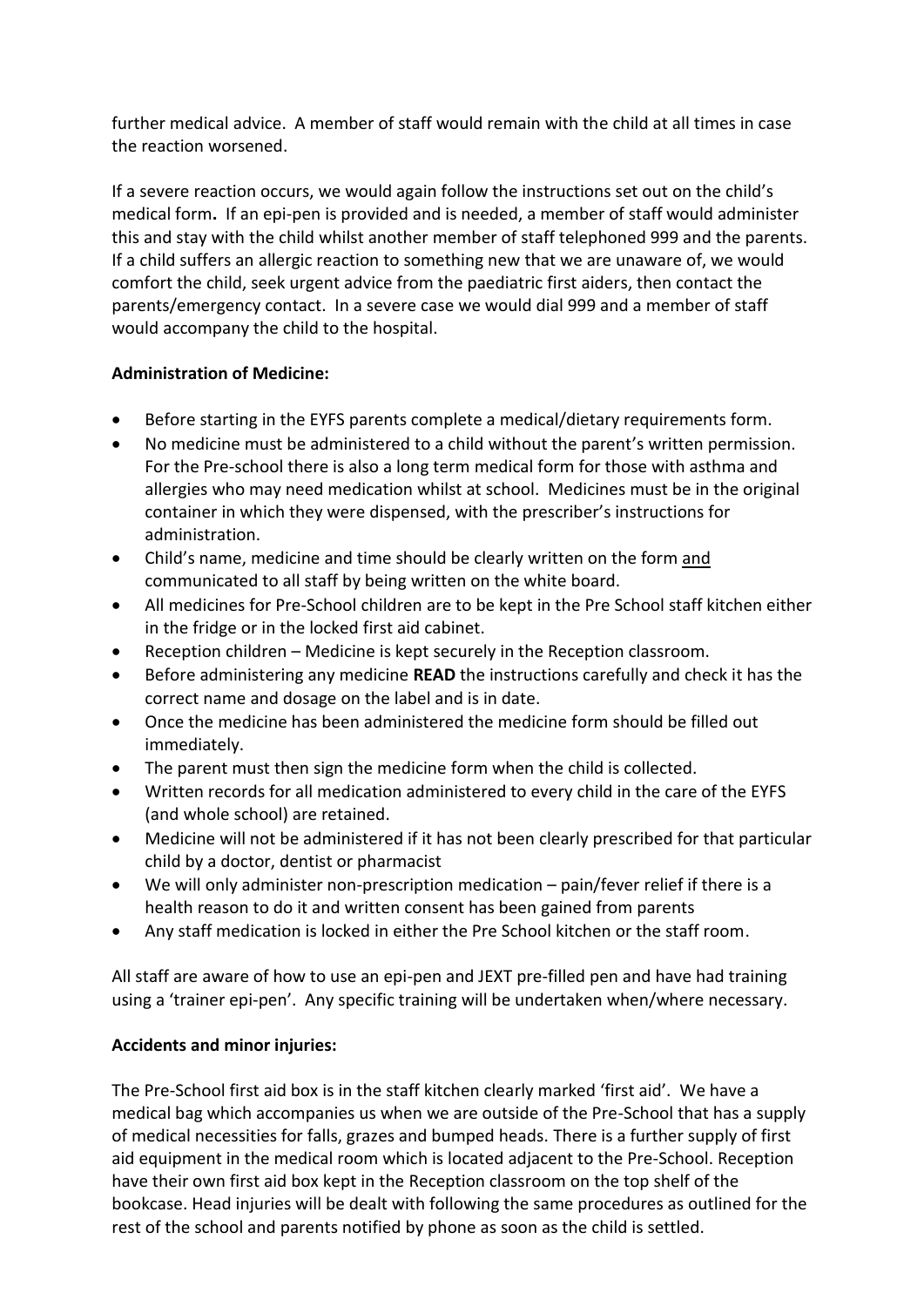further medical advice. A member of staff would remain with the child at all times in case the reaction worsened.

If a severe reaction occurs, we would again follow the instructions set out on the child's medical form**.** If an epi-pen is provided and is needed, a member of staff would administer this and stay with the child whilst another member of staff telephoned 999 and the parents. If a child suffers an allergic reaction to something new that we are unaware of, we would comfort the child, seek urgent advice from the paediatric first aiders, then contact the parents/emergency contact. In a severe case we would dial 999 and a member of staff would accompany the child to the hospital.

**Administration of Medicine:**

- Before starting in the EYFS parents complete a medical/dietary requirements form.
- No medicine must be administered to a child without the parent's written permission. For the Pre-school there is also a long term medical form for those with asthma and allergies who may need medication whilst at school. Medicines must be in the original container in which they were dispensed, with the prescriber's instructions for administration.
- Child's name, medicine and time should be clearly written on the form <u>and</u> communicated to all staff by being written on the white board.
- All medicines for Pre-School children are to be kept in the Pre School staff kitchen either in the fridge or in the locked first aid cabinet.
- Reception children – Medicine is kept securely in the Reception classroom.
- Before administering any medicine **READ** the instructions carefully and check it has the correct name and dosage on the label and is in date.
- Once the medicine has been administered the medicine form should be filled out immediately.
- The parent must then sign the medicine form when the child is collected.
- Written records for all medication administered to every child in the care of the EYFS (and whole school) are retained.
- Medicine will not be administered if it has not been clearly prescribed for that particular child by a doctor, dentist or pharmacist
- We will only administer non-prescription medication – pain/fever relief if there is a health reason to do it and written consent has been gained from parents
- Any staff medication is locked in either the Pre School kitchen or the staff room.

All staff are aware of how to use an epi-pen and JEXT pre-filled pen and have had training using a 'trainer epi-pen'. Any specific training will be undertaken when/where necessary.

**Accidents and minor injuries:**

The Pre-School first aid box is in the staff kitchen clearly marked 'first aid'. We have a medical bag which accompanies us when we are outside of the Pre-School that has a supply of medical necessities for falls, grazes and bumped heads. There is a further supply of first aid equipment in the medical room which is located adjacent to the Pre-School. Reception have their own first aid box kept in the Reception classroom on the top shelf of the bookcase. Head injuries will be dealt with following the same procedures as outlined for the rest of the school and parents notified by phone as soon as the child is settled.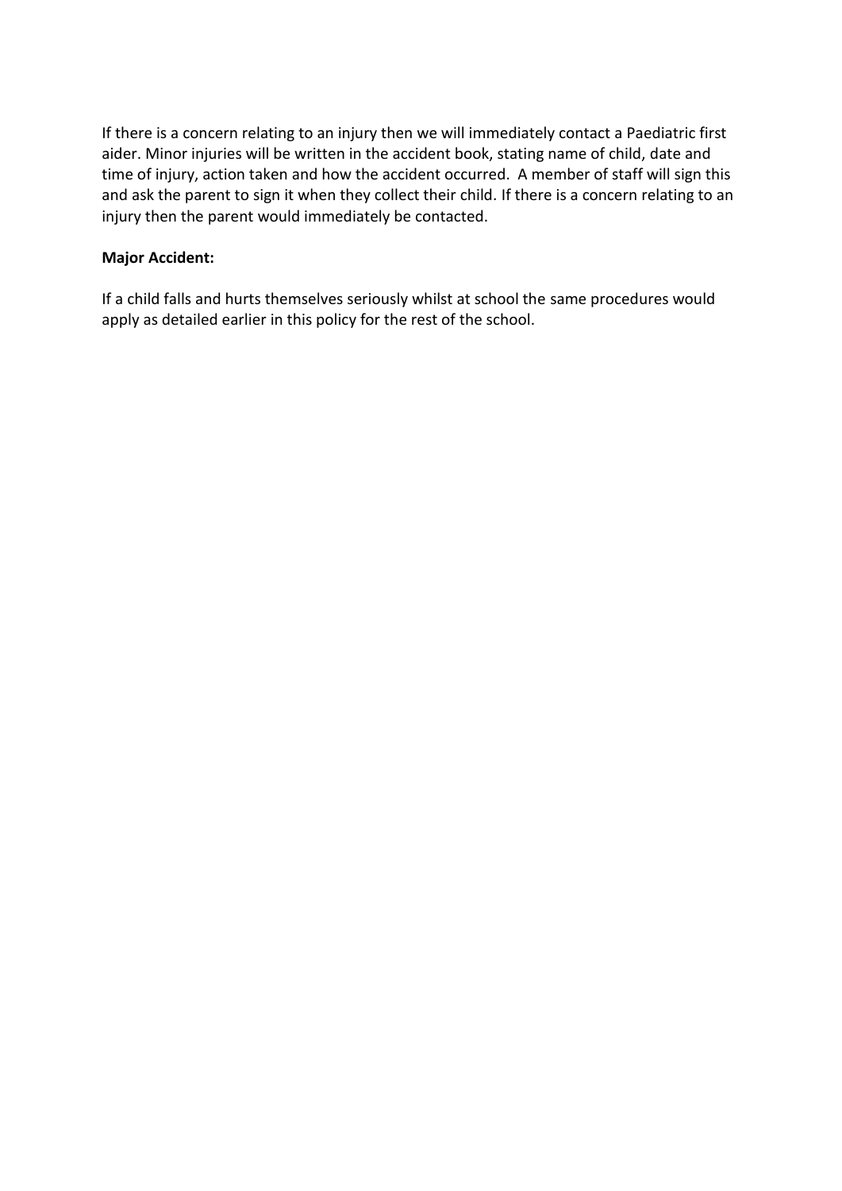If there is a concern relating to an injury then we will immediately contact a Paediatric first aider. Minor injuries will be written in the accident book, stating name of child, date and time of injury, action taken and how the accident occurred. A member of staff will sign this and ask the parent to sign it when they collect their child. If there is a concern relating to an injury then the parent would immediately be contacted.

**Major Accident:**

If a child falls and hurts themselves seriously whilst at school the same procedures would apply as detailed earlier in this policy for the rest of the school.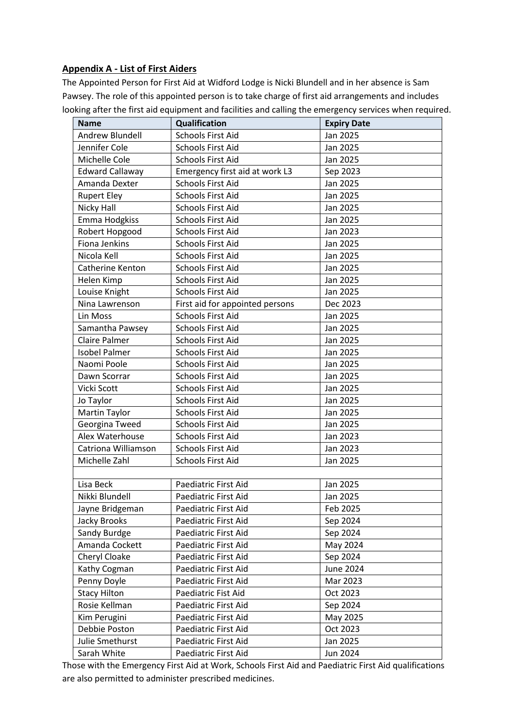**Appendix A - List of First Aiders**

The Appointed Person for First Aid at Widford Lodge is Nicki Blundell and in her absence is Sam Pawsey. The role of this appointed person is to take charge of first aid arrangements and includes looking after the first aid equipment and facilities and calling the emergency services when required.

| Name | Qualification | Expiry Date |
|---|---|---|
| Andrew Blundell | Schools First Aid | Jan 2025 |
| Jennifer Cole | Schools First Aid | Jan 2025 |
| Michelle Cole | Schools First Aid | Jan 2025 |
| Edward Callaway | Emergency first aid at work L3 | Sep 2023 |
| Amanda Dexter | Schools First Aid | Jan 2025 |
| Rupert Eley | Schools First Aid | Jan 2025 |
| Nicky Hall | Schools First Aid | Jan 2025 |
| Emma Hodgkiss | Schools First Aid | Jan 2025 |
| Robert Hopgood | Schools First Aid | Jan 2023 |
| Fiona Jenkins | Schools First Aid | Jan 2025 |
| Nicola Kell | Schools First Aid | Jan 2025 |
| Catherine Kenton | Schools First Aid | Jan 2025 |
| Helen Kimp | Schools First Aid | Jan 2025 |
| Louise Knight | Schools First Aid | Jan 2025 |
| Nina Lawrenson | First aid for appointed persons | Dec 2023 |
| Lin Moss | Schools First Aid | Jan 2025 |
| Samantha Pawsey | Schools First Aid | Jan 2025 |
| Claire Palmer | Schools First Aid | Jan 2025 |
| Isobel Palmer | Schools First Aid | Jan 2025 |
| Naomi Poole | Schools First Aid | Jan 2025 |
| Dawn Scorrar | Schools First Aid | Jan 2025 |
| Vicki Scott | Schools First Aid | Jan 2025 |
| Jo Taylor | Schools First Aid | Jan 2025 |
| Martin Taylor | Schools First Aid | Jan 2025 |
| Georgina Tweed | Schools First Aid | Jan 2025 |
| Alex Waterhouse | Schools First Aid | Jan 2023 |
| Catriona Williamson | Schools First Aid | Jan 2023 |
| Michelle Zahl | Schools First Aid | Jan 2025 |
| | | |
| Lisa Beck | Paediatric First Aid | Jan 2025 |
| Nikki Blundell | Paediatric First Aid | Jan 2025 |
| Jayne Bridgeman | Paediatric First Aid | Feb 2025 |
| Jacky Brooks | Paediatric First Aid | Sep 2024 |
| Sandy Burdge | Paediatric First Aid | Sep 2024 |
| Amanda Cockett | Paediatric First Aid | May 2024 |
| Cheryl Cloake | Paediatric First Aid | Sep 2024 |
| Kathy Cogman | Paediatric First Aid | June 2024 |
| Penny Doyle | Paediatric First Aid | Mar 2023 |
| Stacy Hilton | Paediatric Fist Aid | Oct 2023 |
| Rosie Kellman | Paediatric First Aid | Sep 2024 |
| Kim Perugini | Paediatric First Aid | May 2025 |
| Debbie Poston | Paediatric First Aid | Oct 2023 |
| Julie Smethurst | Paediatric First Aid | Jan 2025 |
| Sarah White | Paediatric First Aid | Jun 2024 |

Those with the Emergency First Aid at Work, Schools First Aid and Paediatric First Aid qualifications are also permitted to administer prescribed medicines.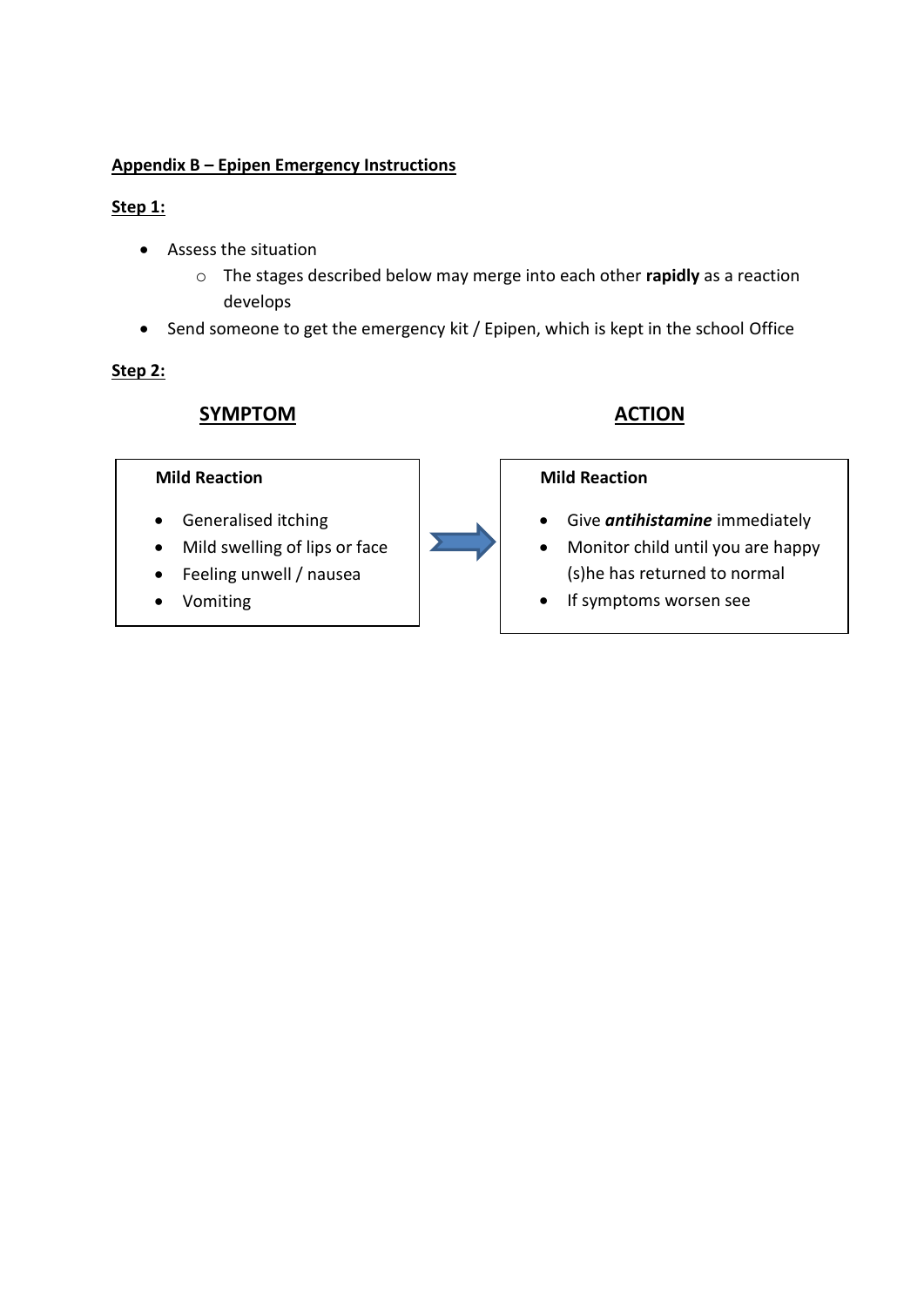**Appendix B – Epipen Emergency Instructions**

**Step 1:**

- Assess the situation
  - The stages described below may merge into each other **rapidly** as a reaction develops
- Send someone to get the emergency kit / Epipen, which is kept in the school Office

**Step 2:**

| **SYMPTOM** | **ACTION** |
| --- | --- |
| **Mild Reaction**<br>• Generalised itching<br>• Mild swelling of lips or face<br>• Feeling unwell / nausea<br>• Vomiting | **Mild Reaction**<br>• Give ***antihistamine*** immediately<br>• Monitor child until you are happy (s)he has returned to normal<br>• If symptoms worsen see |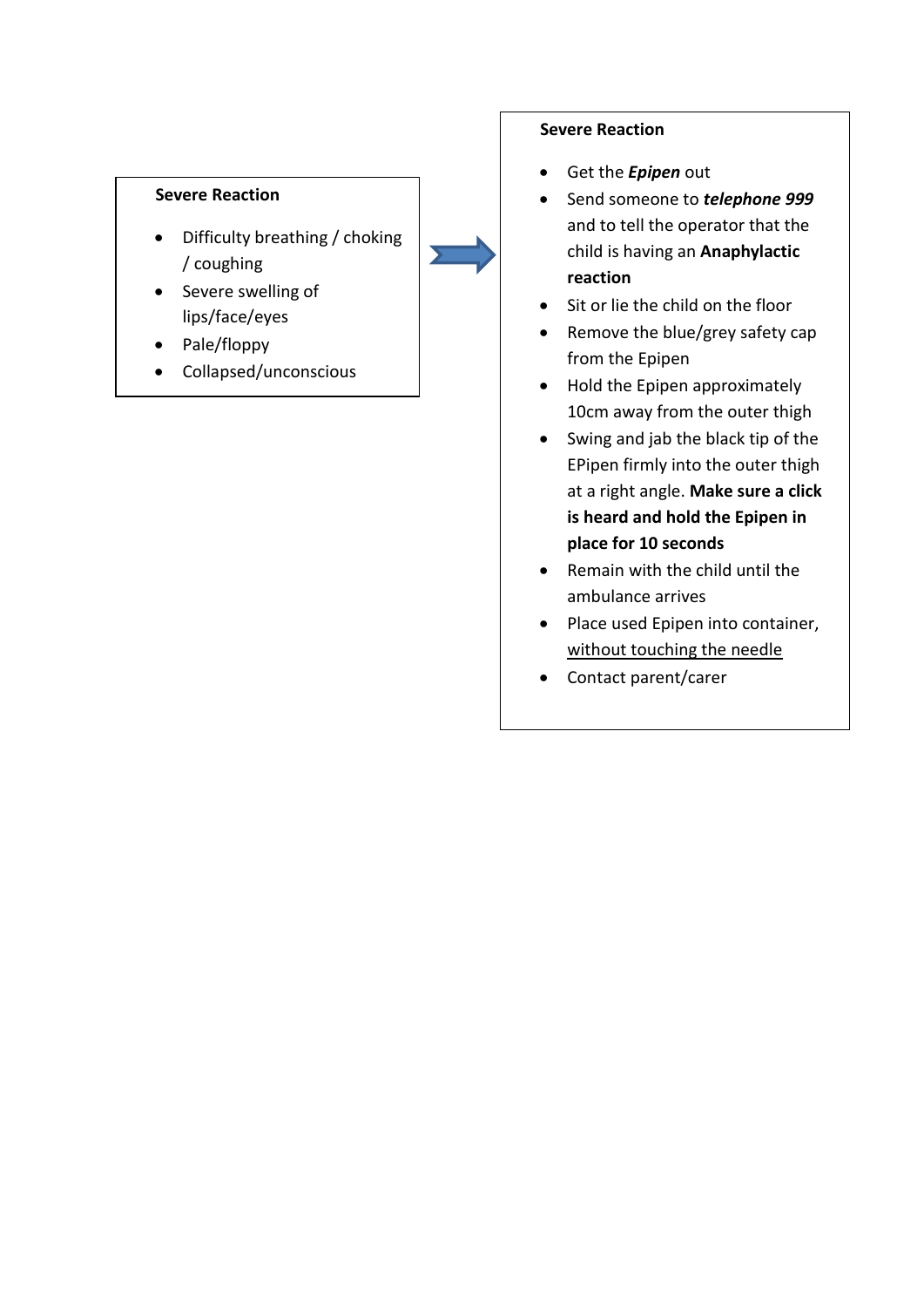**Severe Reaction**

- Difficulty breathing / choking / coughing
- Severe swelling of lips/face/eyes
- Pale/floppy
- Collapsed/unconscious

**Severe Reaction**

- Get the ***Epipen*** out
- Send someone to ***telephone 999*** and to tell the operator that the child is having an **Anaphylactic reaction**
- Sit or lie the child on the floor
- Remove the blue/grey safety cap from the Epipen
- Hold the Epipen approximately 10cm away from the outer thigh
- Swing and jab the black tip of the EPipen firmly into the outer thigh at a right angle. **Make sure a click is heard and hold the Epipen in place for 10 seconds**
- Remain with the child until the ambulance arrives
- Place used Epipen into container, <u>without touching the needle</u>
- Contact parent/carer